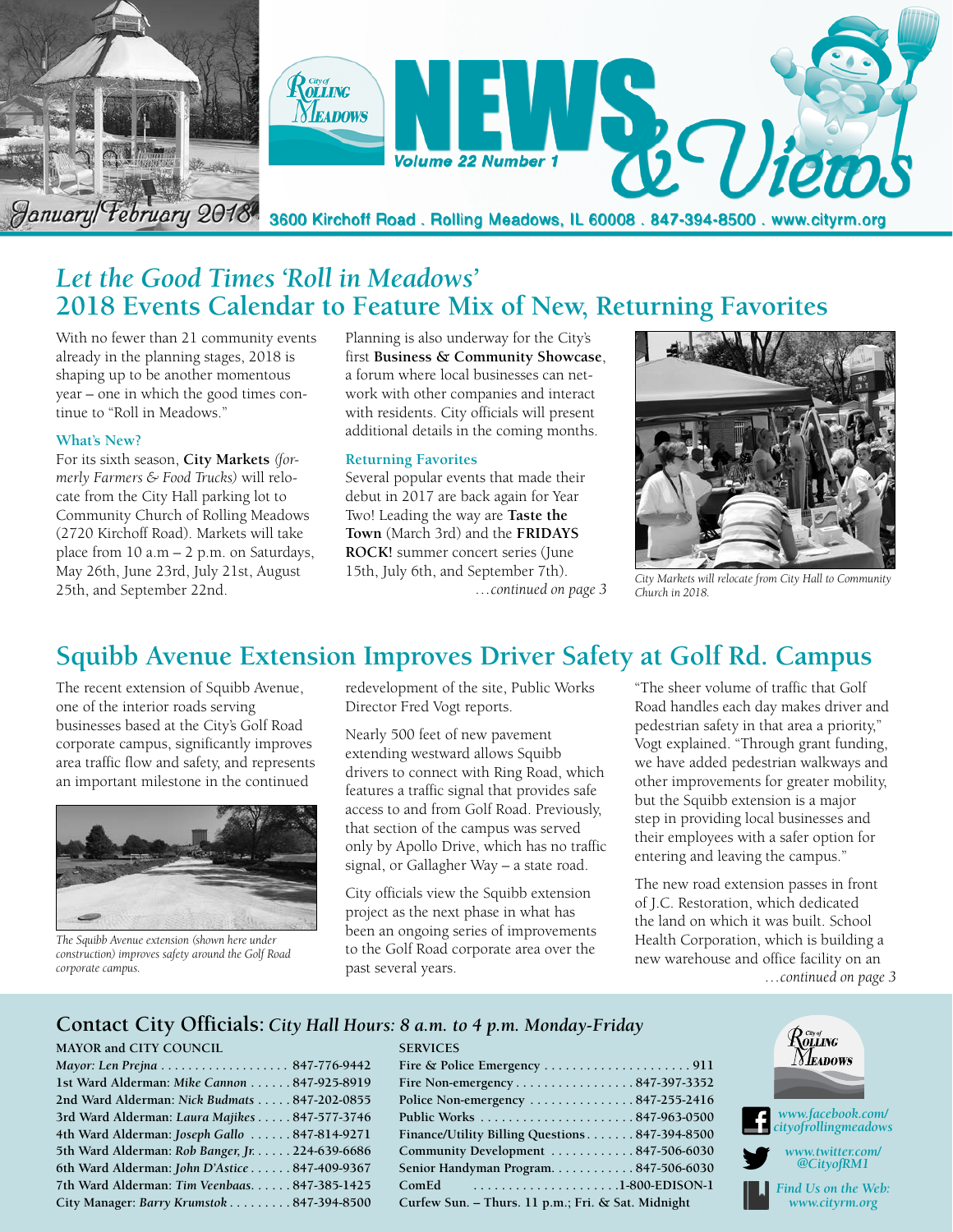# NEWS & Views

City of Rolling Meadows

Volume 22 Number 1

January/February 2018

3600 Kirchoff Road . Rolling Meadows, IL 60008 . 847-394-8500 . www.cityrm.org

## *Let the Good Times 'Roll in Meadows'* 2018 Events Calendar to Feature Mix of New, Returning Favorites

With no fewer than 21 community events already in the planning stages, 2018 is shaping up to be another momentous year – one in which the good times continue to "Roll in Meadows."

### What's New?

For its sixth season, **City Markets** *(formerly Farmers & Food Trucks)* will relocate from the City Hall parking lot to Community Church of Rolling Meadows (2720 Kirchoff Road). Markets will take place from 10 a.m – 2 p.m. on Saturdays, May 26th, June 23rd, July 21st, August 25th, and September 22nd.

Planning is also underway for the City's first **Business & Community Showcase**, a forum where local businesses can network with other companies and interact with residents. City officials will present additional details in the coming months.

### Returning Favorites

Several popular events that made their debut in 2017 are back again for Year Two! Leading the way are **Taste the Town** (March 3rd) and the **FRIDAYS ROCK!** summer concert series (June 15th, July 6th, and September 7th).

*…continued on page 3*

*City Markets will relocate from City Hall to Community Church in 2018.*

## Squibb Avenue Extension Improves Driver Safety at Golf Rd. Campus

The recent extension of Squibb Avenue, one of the interior roads serving businesses based at the City's Golf Road corporate campus, significantly improves area traffic flow and safety, and represents an important milestone in the continued redevelopment of the site, Public Works Director Fred Vogt reports.

*The Squibb Avenue extension (shown here under construction) improves safety around the Golf Road corporate campus.*

Nearly 500 feet of new pavement extending westward allows Squibb drivers to connect with Ring Road, which features a traffic signal that provides safe access to and from Golf Road. Previously, that section of the campus was served only by Apollo Drive, which has no traffic signal, or Gallagher Way – a state road.

City officials view the Squibb extension project as the next phase in what has been an ongoing series of improvements to the Golf Road corporate area over the past several years.

"The sheer volume of traffic that Golf Road handles each day makes driver and pedestrian safety in that area a priority," Vogt explained. "Through grant funding, we have added pedestrian walkways and other improvements for greater mobility, but the Squibb extension is a major step in providing local businesses and their employees with a safer option for entering and leaving the campus."

The new road extension passes in front of J.C. Restoration, which dedicated the land on which it was built. School Health Corporation, which is building a new warehouse and office facility on an

*…continued on page 3*

## Contact City Officials: *City Hall Hours: 8 a.m. to 4 p.m. Monday-Friday*

**MAYOR and CITY COUNCIL**

| | |
|---|---|
| *Mayor: Len Prejna* | 847-776-9442 |
| 1st Ward Alderman: *Mike Cannon* | 847-925-8919 |
| 2nd Ward Alderman: *Nick Budmats* | 847-202-0855 |
| 3rd Ward Alderman: *Laura Majikes* | 847-577-3746 |
| 4th Ward Alderman: *Joseph Gallo* | 847-814-9271 |
| 5th Ward Alderman: *Rob Banger, Jr.* | 224-639-6686 |
| 6th Ward Alderman: *John D'Astice* | 847-409-9367 |
| 7th Ward Alderman: *Tim Veenbaas.* | 847-385-1425 |
| City Manager: *Barry Krumstok* | 847-394-8500 |

**SERVICES**

| | |
|---|---|
| Fire & Police Emergency | 911 |
| Fire Non-emergency | 847-397-3352 |
| Police Non-emergency | 847-255-2416 |
| Public Works | 847-963-0500 |
| Finance/Utility Billing Questions | 847-394-8500 |
| Community Development | 847-506-6030 |
| Senior Handyman Program. | 847-506-6030 |
| ComEd | 1-800-EDISON-1 |
| Curfew Sun. – Thurs. 11 p.m.; Fri. & Sat. Midnight | |

*www.facebook.com/cityofrollingmeadows*

*www.twitter.com/@CityofRM1*

*Find Us on the Web: www.cityrm.org*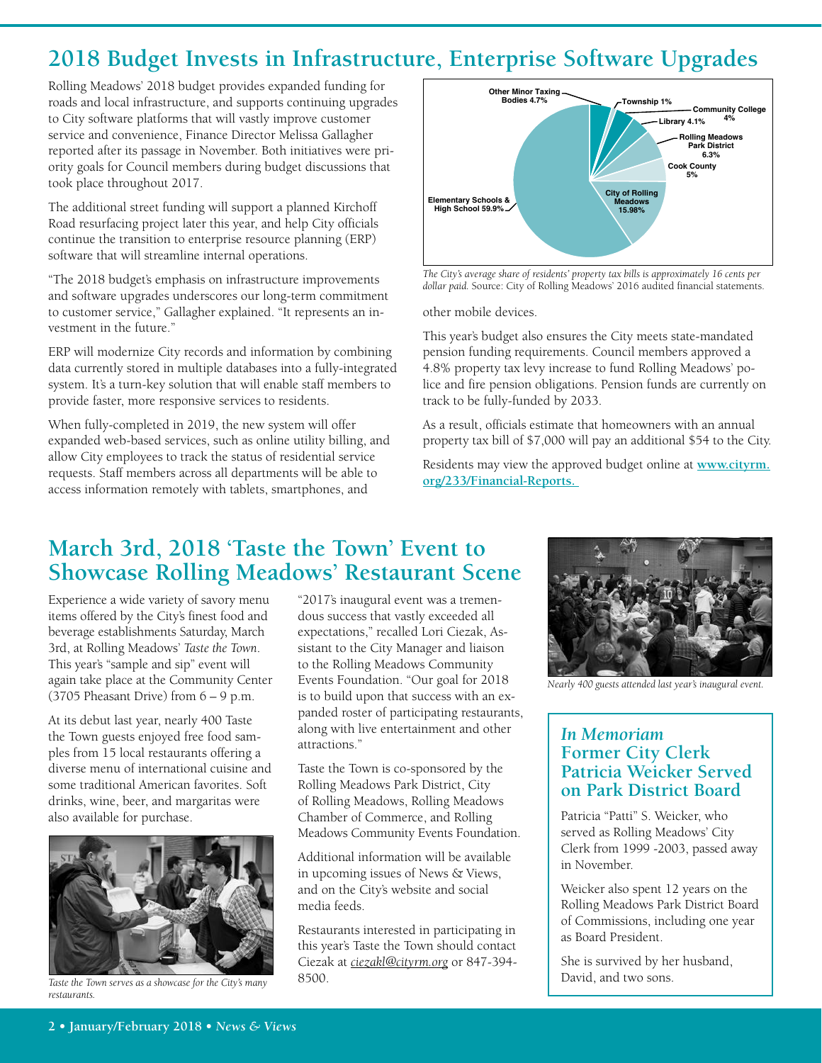## 2018 Budget Invests in Infrastructure, Enterprise Software Upgrades

Rolling Meadows' 2018 budget provides expanded funding for roads and local infrastructure, and supports continuing upgrades to City software platforms that will vastly improve customer service and convenience, Finance Director Melissa Gallagher reported after its passage in November. Both initiatives were priority goals for Council members during budget discussions that took place throughout 2017.

The additional street funding will support a planned Kirchoff Road resurfacing project later this year, and help City officials continue the transition to enterprise resource planning (ERP) software that will streamline internal operations.

"The 2018 budget's emphasis on infrastructure improvements and software upgrades underscores our long-term commitment to customer service," Gallagher explained. "It represents an investment in the future."

ERP will modernize City records and information by combining data currently stored in multiple databases into a fully-integrated system. It's a turn-key solution that will enable staff members to provide faster, more responsive services to residents.

When fully-completed in 2019, the new system will offer expanded web-based services, such as online utility billing, and allow City employees to track the status of residential service requests. Staff members across all departments will be able to access information remotely with tablets, smartphones, and other mobile devices.

Other Minor Taxing Bodies 4.7%
Township 1%
Community College 4%
Library 4.1%
Rolling Meadows Park District 6.3%
Cook County 5%
City of Rolling Meadows 15.98%
Elementary Schools & High School 59.9%

*The City's average share of residents' property tax bills is approximately 16 cents per dollar paid.* Source: City of Rolling Meadows' 2016 audited financial statements.

This year's budget also ensures the City meets state-mandated pension funding requirements. Council members approved a 4.8% property tax levy increase to fund Rolling Meadows' police and fire pension obligations. Pension funds are currently on track to be fully-funded by 2033.

As a result, officials estimate that homeowners with an annual property tax bill of $7,000 will pay an additional $54 to the City.

Residents may view the approved budget online at **www.cityrm.org/233/Financial-Reports.**

## March 3rd, 2018 'Taste the Town' Event to Showcase Rolling Meadows' Restaurant Scene

Experience a wide variety of savory menu items offered by the City's finest food and beverage establishments Saturday, March 3rd, at Rolling Meadows' *Taste the Town*. This year's "sample and sip" event will again take place at the Community Center (3705 Pheasant Drive) from 6 – 9 p.m.

At its debut last year, nearly 400 Taste the Town guests enjoyed free food samples from 15 local restaurants offering a diverse menu of international cuisine and some traditional American favorites. Soft drinks, wine, beer, and margaritas were also available for purchase.

*Taste the Town serves as a showcase for the City's many restaurants.*

"2017's inaugural event was a tremendous success that vastly exceeded all expectations," recalled Lori Ciezak, Assistant to the City Manager and liaison to the Rolling Meadows Community Events Foundation. "Our goal for 2018 is to build upon that success with an expanded roster of participating restaurants, along with live entertainment and other attractions."

Taste the Town is co-sponsored by the Rolling Meadows Park District, City of Rolling Meadows, Rolling Meadows Chamber of Commerce, and Rolling Meadows Community Events Foundation.

Additional information will be available in upcoming issues of News & Views, and on the City's website and social media feeds.

Restaurants interested in participating in this year's Taste the Town should contact Ciezak at *ciezakl@cityrm.org* or 847-394-8500.

*Nearly 400 guests attended last year's inaugural event.*

### *In Memoriam*
### Former City Clerk Patricia Weicker Served on Park District Board

Patricia "Patti" S. Weicker, who served as Rolling Meadows' City Clerk from 1999 -2003, passed away in November.

Weicker also spent 12 years on the Rolling Meadows Park District Board of Commissions, including one year as Board President.

She is survived by her husband, David, and two sons.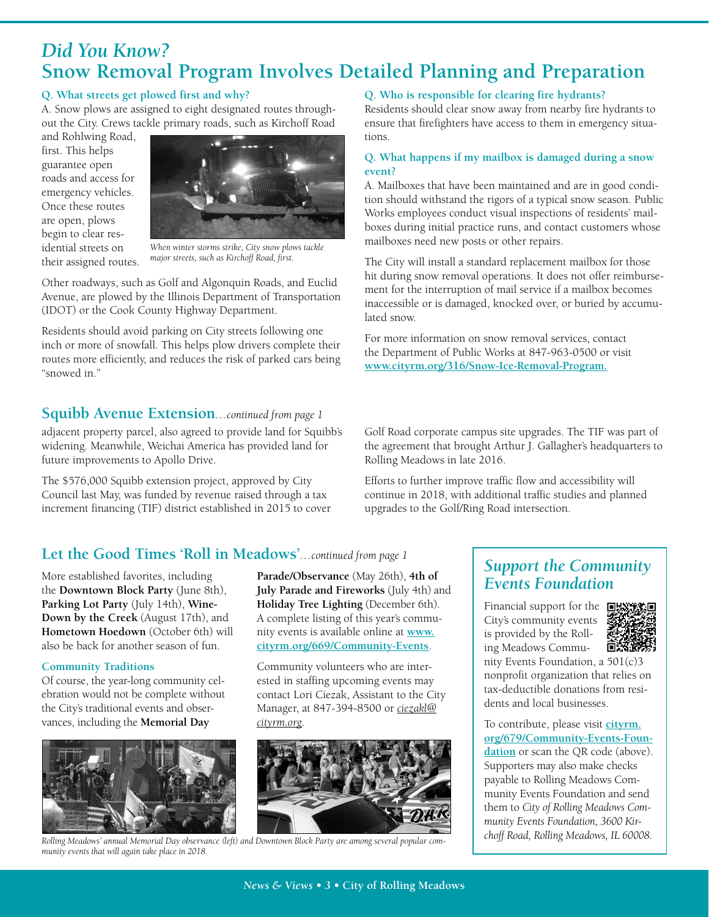# *Did You Know?*
# Snow Removal Program Involves Detailed Planning and Preparation

**Q. What streets get plowed first and why?**

A. Snow plows are assigned to eight designated routes throughout the City. Crews tackle primary roads, such as Kirchoff Road and Rohlwing Road, first. This helps guarantee open roads and access for emergency vehicles. Once these routes are open, plows begin to clear residential streets on their assigned routes.

*When winter storms strike, City snow plows tackle major streets, such as Kirchoff Road, first.*

Other roadways, such as Golf and Algonquin Roads, and Euclid Avenue, are plowed by the Illinois Department of Transportation (IDOT) or the Cook County Highway Department.

Residents should avoid parking on City streets following one inch or more of snowfall. This helps plow drivers complete their routes more efficiently, and reduces the risk of parked cars being "snowed in."

**Q. Who is responsible for clearing fire hydrants?**

Residents should clear snow away from nearby fire hydrants to ensure that firefighters have access to them in emergency situations.

**Q. What happens if my mailbox is damaged during a snow event?**

A. Mailboxes that have been maintained and are in good condition should withstand the rigors of a typical snow season. Public Works employees conduct visual inspections of residents' mailboxes during initial practice runs, and contact customers whose mailboxes need new posts or other repairs.

The City will install a standard replacement mailbox for those hit during snow removal operations. It does not offer reimbursement for the interruption of mail service if a mailbox becomes inaccessible or is damaged, knocked over, or buried by accumulated snow.

For more information on snow removal services, contact the Department of Public Works at 847-963-0500 or visit **www.cityrm.org/316/Snow-Ice-Removal-Program.**

## Squibb Avenue Extension*...continued from page 1*

adjacent property parcel, also agreed to provide land for Squibb's widening. Meanwhile, Weichai America has provided land for future improvements to Apollo Drive.

The $576,000 Squibb extension project, approved by City Council last May, was funded by revenue raised through a tax increment financing (TIF) district established in 2015 to cover Golf Road corporate campus site upgrades. The TIF was part of the agreement that brought Arthur J. Gallagher's headquarters to Rolling Meadows in late 2016.

Efforts to further improve traffic flow and accessibility will continue in 2018, with additional traffic studies and planned upgrades to the Golf/Ring Road intersection.

## Let the Good Times 'Roll in Meadows'*...continued from page 1*

More established favorites, including the **Downtown Block Party** (June 8th), **Parking Lot Party** (July 14th), **Wine-Down by the Creek** (August 17th), and **Hometown Hoedown** (October 6th) will also be back for another season of fun.

**Community Traditions**

Of course, the year-long community celebration would not be complete without the City's traditional events and observances, including the **Memorial Day Parade/Observance** (May 26th), **4th of July Parade and Fireworks** (July 4th) and **Holiday Tree Lighting** (December 6th). A complete listing of this year's community events is available online at **www.cityrm.org/669/Community-Events**.

Community volunteers who are interested in staffing upcoming events may contact Lori Ciezak, Assistant to the City Manager, at 847-394-8500 or *ciezakl@cityrm.org*.

*Rolling Meadows' annual Memorial Day observance (left) and Downtown Block Party are among several popular community events that will again take place in 2018.*

## *Support the Community Events Foundation*

Financial support for the City's community events is provided by the Rolling Meadows Community Events Foundation, a 501(c)3 nonprofit organization that relies on tax-deductible donations from residents and local businesses.

To contribute, please visit **cityrm.org/679/Community-Events-Foundation** or scan the QR code (above). Supporters may also make checks payable to Rolling Meadows Community Events Foundation and send them to *City of Rolling Meadows Community Events Foundation, 3600 Kirchoff Road, Rolling Meadows, IL 60008.*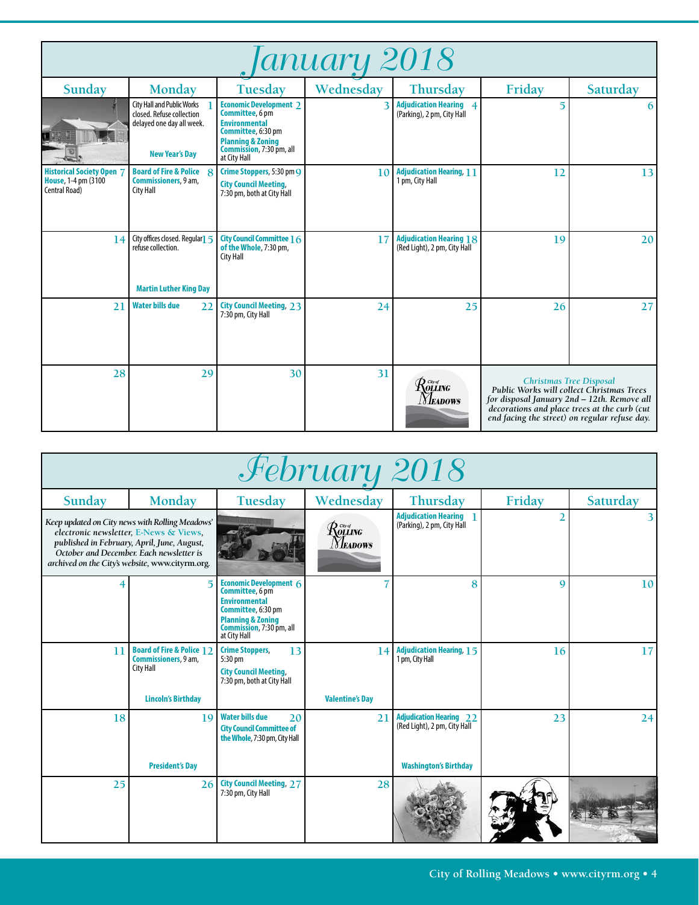# January 2018

| Sunday | Monday | Tuesday | Wednesday | Thursday | Friday | Saturday |
|---|---|---|---|---|---|---|
| | 1 City Hall and Public Works closed. Refuse collection delayed one day all week. **New Year's Day** | 2 **Economic Development Committee**, 6 pm **Environmental Committee**, 6:30 pm **Planning & Zoning Commission**, 7:30 pm, all at City Hall | 3 | 4 **Adjudication Hearing** (Parking), 2 pm, City Hall | 5 | 6 |
| 7 **Historical Society Open House**, 1-4 pm (3100 Central Road) | 8 **Board of Fire & Police Commissioners**, 9 am, City Hall | 9 **Crime Stoppers**, 5:30 pm **City Council Meeting**, 7:30 pm, both at City Hall | 10 | 11 **Adjudication Hearing**, 1 pm, City Hall | 12 | 13 |
| 14 | 15 City offices closed. Regular refuse collection. **Martin Luther King Day** | 16 **City Council Committee of the Whole**, 7:30 pm, City Hall | 17 | 18 **Adjudication Hearing** (Red Light), 2 pm, City Hall | 19 | 20 |
| 21 | 22 **Water bills due** | 23 **City Council Meeting**, 7:30 pm, City Hall | 24 | 25 | 26 | 27 |
| 28 | 29 | 30 | 31 | City of Rolling Meadows | *Christmas Tree Disposal* *Public Works will collect Christmas Trees for disposal January 2nd – 12th. Remove all decorations and place trees at the curb (cut end facing the street) on regular refuse day.* | |

# February 2018

| Sunday | Monday | Tuesday | Wednesday | Thursday | Friday | Saturday |
|---|---|---|---|---|---|---|
| *Keep updated on City news with Rolling Meadows' electronic newsletter, E-News & Views, published in February, April, June, August, October and December. Each newsletter is archived on the City's website, www.cityrm.org.* | | | City of Rolling Meadows | 1 **Adjudication Hearing** (Parking), 2 pm, City Hall | 2 | 3 |
| 4 | 5 | 6 **Economic Development Committee**, 6 pm **Environmental Committee**, 6:30 pm **Planning & Zoning Commission**, 7:30 pm, all at City Hall | 7 | 8 | 9 | 10 |
| 11 | 12 **Board of Fire & Police Commissioners**, 9 am, City Hall **Lincoln's Birthday** | 13 **Crime Stoppers**, 5:30 pm **City Council Meeting**, 7:30 pm, both at City Hall | 14 **Valentine's Day** | 15 **Adjudication Hearing**, 1 pm, City Hall | 16 | 17 |
| 18 | 19 **President's Day** | 20 **Water bills due** **City Council Committee of the Whole**, 7:30 pm, City Hall | 21 | 22 **Adjudication Hearing** (Red Light), 2 pm, City Hall **Washington's Birthday** | 23 | 24 |
| 25 | 26 | 27 **City Council Meeting**, 7:30 pm, City Hall | 28 | | | |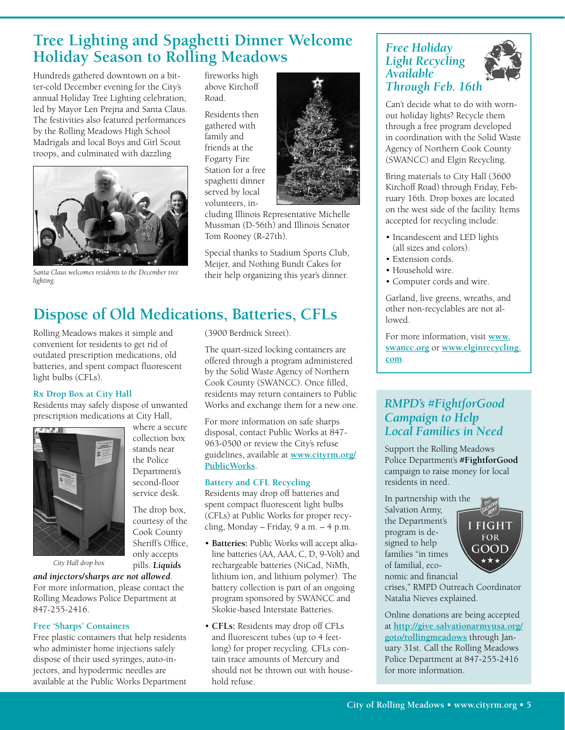# Tree Lighting and Spaghetti Dinner Welcome Holiday Season to Rolling Meadows

Hundreds gathered downtown on a bitter-cold December evening for the City's annual Holiday Tree Lighting celebration, led by Mayor Len Prejna and Santa Claus. The festivities also featured performances by the Rolling Meadows High School Madrigals and local Boys and Girl Scout troops, and culminated with dazzling fireworks high above Kirchoff Road.

*Santa Claus welcomes residents to the December tree lighting.*

Residents then gathered with family and friends at the Fogarty Fire Station for a free spaghetti dinner served by local volunteers, including Illinois Representative Michelle Mussman (D-56th) and Illinois Senator Tom Rooney (R-27th).

Special thanks to Stadium Sports Club, Meijer, and Nothing Bundt Cakes for their help organizing this year's dinner.

# Dispose of Old Medications, Batteries, CFLs

Rolling Meadows makes it simple and convenient for residents to get rid of outdated prescription medications, old batteries, and spent compact fluorescent light bulbs (CFLs).

### Rx Drop Box at City Hall

Residents may safely dispose of unwanted prescription medications at City Hall, where a secure collection box stands near the Police Department's second-floor service desk.

*City Hall drop box*

The drop box, courtesy of the Cook County Sheriff's Office, only accepts pills. ***Liquids and injectors/sharps are not allowed***. For more information, please contact the Rolling Meadows Police Department at 847-255-2416.

### Free 'Sharps' Containers

Free plastic containers that help residents who administer home injections safely dispose of their used syringes, auto-injectors, and hypodermic needles are available at the Public Works Department (3900 Berdnick Street).

The quart-sized locking containers are offered through a program administered by the Solid Waste Agency of Northern Cook County (SWANCC). Once filled, residents may return containers to Public Works and exchange them for a new one.

For more information on safe sharps disposal, contact Public Works at 847-963-0500 or review the City's refuse guidelines, available at **www.cityrm.org/PublicWorks**.

### Battery and CFL Recycling

Residents may drop off batteries and spent compact fluorescent light bulbs (CFLs) at Public Works for proper recycling, Monday – Friday, 9 a.m. – 4 p.m.

- **Batteries:** Public Works will accept alkaline batteries (AA, AAA, C, D, 9-Volt) and rechargeable batteries (NiCad, NiMh, lithium ion, and lithium polymer). The battery collection is part of an ongoing program sponsored by SWANCC and Skokie-based Interstate Batteries.
- **CFLs:** Residents may drop off CFLs and fluorescent tubes (up to 4 feet-long) for proper recycling. CFLs contain trace amounts of Mercury and should not be thrown out with household refuse.

## *Free Holiday Light Recycling Available Through Feb. 16th*

Can't decide what to do with worn-out holiday lights? Recycle them through a free program developed in coordination with the Solid Waste Agency of Northern Cook County (SWANCC) and Elgin Recycling.

Bring materials to City Hall (3600 Kirchoff Road) through Friday, February 16th. Drop boxes are located on the west side of the facility. Items accepted for recycling include:

- Incandescent and LED lights (all sizes and colors).
- Extension cords.
- Household wire.
- Computer cords and wire.

Garland, live greens, wreaths, and other non-recyclables are not allowed.

For more information, visit **www.swancc.org** or **www.elginrecycling.com**.

## *RMPD's #FightforGood Campaign to Help Local Families in Need*

Support the Rolling Meadows Police Department's **#FightforGood** campaign to raise money for local residents in need.

In partnership with the Salvation Army, the Department's program is designed to help families "in times of familial, economic and financial crises," RMPD Outreach Coordinator Natalia Nieves explained.

Online donations are being accepted at **http://give.salvationarmyusa.org/goto/rollingmeadows** through January 31st. Call the Rolling Meadows Police Department at 847-255-2416 for more information.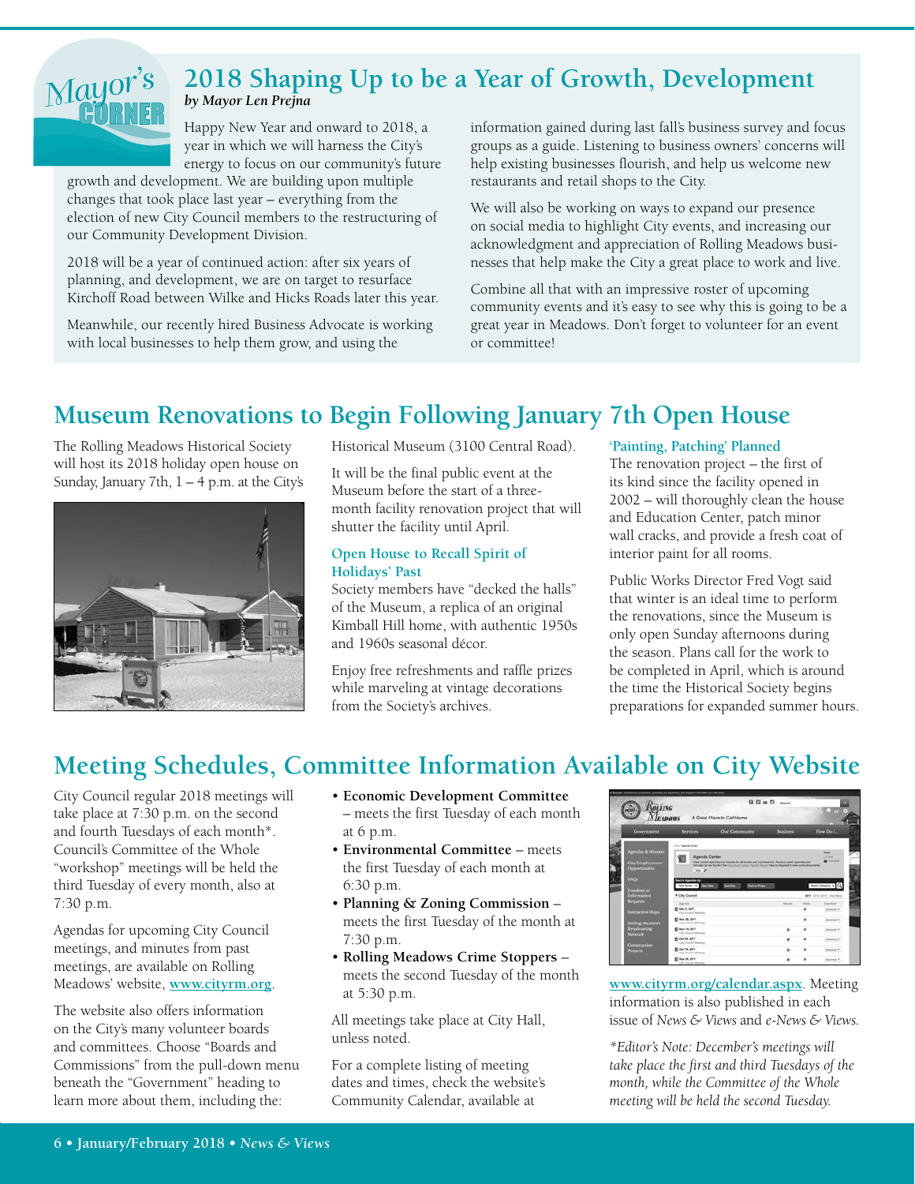Mayor's CORNER

## 2018 Shaping Up to be a Year of Growth, Development

***by Mayor Len Prejna***

Happy New Year and onward to 2018, a year in which we will harness the City's energy to focus on our community's future growth and development. We are building upon multiple changes that took place last year – everything from the election of new City Council members to the restructuring of our Community Development Division.

2018 will be a year of continued action: after six years of planning, and development, we are on target to resurface Kirchoff Road between Wilke and Hicks Roads later this year.

Meanwhile, our recently hired Business Advocate is working with local businesses to help them grow, and using the information gained during last fall's business survey and focus groups as a guide. Listening to business owners' concerns will help existing businesses flourish, and help us welcome new restaurants and retail shops to the City.

We will also be working on ways to expand our presence on social media to highlight City events, and increasing our acknowledgment and appreciation of Rolling Meadows businesses that help make the City a great place to work and live.

Combine all that with an impressive roster of upcoming community events and it's easy to see why this is going to be a great year in Meadows. Don't forget to volunteer for an event or committee!

## Museum Renovations to Begin Following January 7th Open House

The Rolling Meadows Historical Society will host its 2018 holiday open house on Sunday, January 7th, 1 – 4 p.m. at the City's Historical Museum (3100 Central Road).

It will be the final public event at the Museum before the start of a three-month facility renovation project that will shutter the facility until April.

### Open House to Recall Spirit of Holidays' Past

Society members have "decked the halls" of the Museum, a replica of an original Kimball Hill home, with authentic 1950s and 1960s seasonal décor.

Enjoy free refreshments and raffle prizes while marveling at vintage decorations from the Society's archives.

### 'Painting, Patching' Planned

The renovation project – the first of its kind since the facility opened in 2002 – will thoroughly clean the house and Education Center, patch minor wall cracks, and provide a fresh coat of interior paint for all rooms.

Public Works Director Fred Vogt said that winter is an ideal time to perform the renovations, since the Museum is only open Sunday afternoons during the season. Plans call for the work to be completed in April, which is around the time the Historical Society begins preparations for expanded summer hours.

## Meeting Schedules, Committee Information Available on City Website

City Council regular 2018 meetings will take place at 7:30 p.m. on the second and fourth Tuesdays of each month*. Council's Committee of the Whole "workshop" meetings will be held the third Tuesday of every month, also at 7:30 p.m.

Agendas for upcoming City Council meetings, and minutes from past meetings, are available on Rolling Meadows' website, **www.cityrm.org**.

The website also offers information on the City's many volunteer boards and committees. Choose "Boards and Commissions" from the pull-down menu beneath the "Government" heading to learn more about them, including the:

- **Economic Development Committee** – meets the first Tuesday of each month at 6 p.m.
- **Environmental Committee** – meets the first Tuesday of each month at 6:30 p.m.
- **Planning & Zoning Commission** – meets the first Tuesday of the month at 7:30 p.m.
- **Rolling Meadows Crime Stoppers** – meets the second Tuesday of the month at 5:30 p.m.

All meetings take place at City Hall, unless noted.

For a complete listing of meeting dates and times, check the website's Community Calendar, available at **www.cityrm.org/calendar.aspx**. Meeting information is also published in each issue of *News & Views* and *e-News & Views.*

*\*Editor's Note: December's meetings will take place the first and third Tuesdays of the month, while the Committee of the Whole meeting will be held the second Tuesday.*